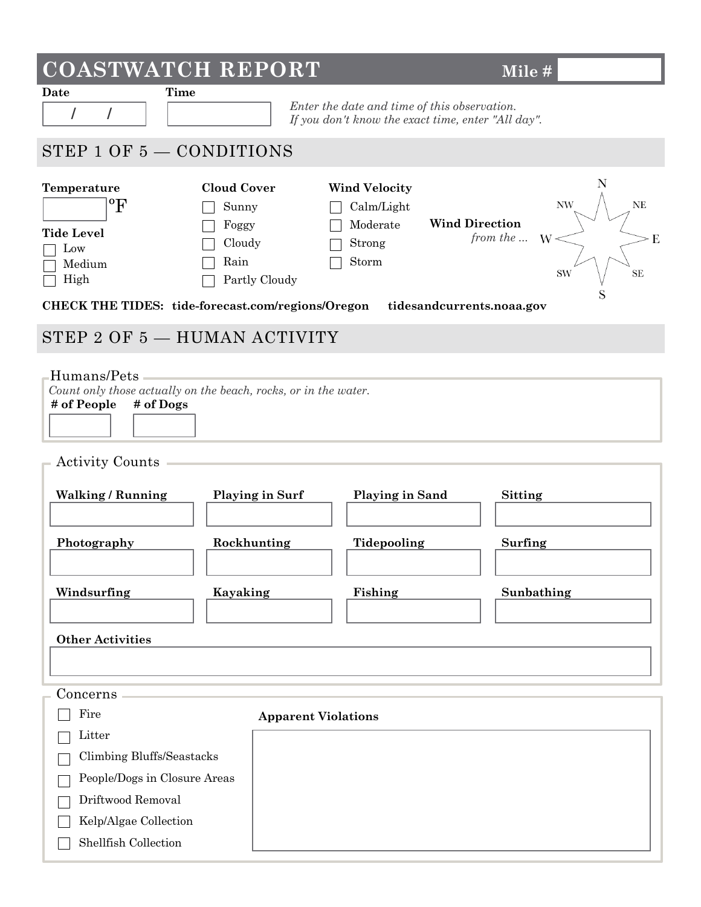# COASTWATCH REPORT

**Mile #** ______

**Date** ___ / ___ / ___ **Time** ______

*Enter the date and time of this observation. If you don't know the exact time, enter "All day".*

## STEP 1 OF 5 — CONDITIONS

**Temperature** ______ °F

**Tide Level**
- ☐ Low
- ☐ Medium
- ☐ High

**Cloud Cover**
- ☐ Sunny
- ☐ Foggy
- ☐ Cloudy
- ☐ Rain
- ☐ Partly Cloudy

**Wind Velocity**
- ☐ Calm/Light
- ☐ Moderate
- ☐ Strong
- ☐ Storm

**Wind Direction** *from the ...* N, NE, E, SE, S, SW, W, NW

**CHECK THE TIDES: tide-forecast.com/regions/Oregon tidesandcurrents.noaa.gov**

## STEP 2 OF 5 — HUMAN ACTIVITY

### Humans/Pets

*Count only those actually on the beach, rocks, or in the water.*

| **# of People** | **# of Dogs** |
|---|---|
| | |

### Activity Counts

| **Walking / Running** | **Playing in Surf** | **Playing in Sand** | **Sitting** |
|---|---|---|---|
| | | | |
| **Photography** | **Rockhunting** | **Tidepooling** | **Surfing** |
| | | | |
| **Windsurfing** | **Kayaking** | **Fishing** | **Sunbathing** |
| | | | |

**Other Activities** ______

### Concerns

- ☐ Fire
- ☐ Litter
- ☐ Climbing Bluffs/Seastacks
- ☐ People/Dogs in Closure Areas
- ☐ Driftwood Removal
- ☐ Kelp/Algae Collection
- ☐ Shellfish Collection

**Apparent Violations** ______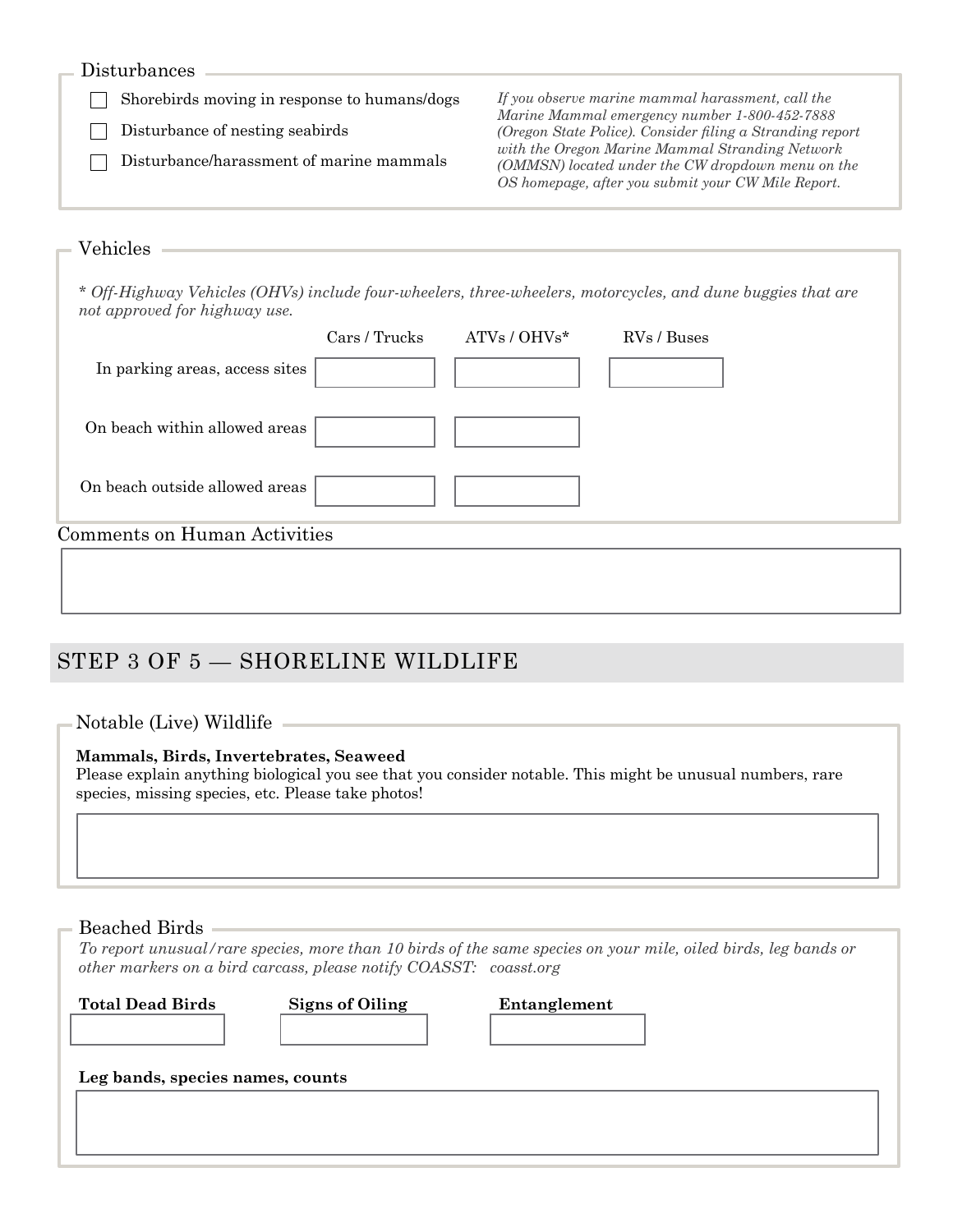### Disturbances

- [ ] Shorebirds moving in response to humans/dogs
- [ ] Disturbance of nesting seabirds
- [ ] Disturbance/harassment of marine mammals

*If you observe marine mammal harassment, call the Marine Mammal emergency number 1-800-452-7888 (Oregon State Police). Consider filing a Stranding report with the Oregon Marine Mammal Stranding Network (OMMSN) located under the CW dropdown menu on the OS homepage, after you submit your CW Mile Report.*

### Vehicles

*\* Off-Highway Vehicles (OHVs) include four-wheelers, three-wheelers, motorcycles, and dune buggies that are not approved for highway use.*

| | Cars / Trucks | ATVs / OHVs* | RVs / Buses |
|---|---|---|---|
| In parking areas, access sites | | | |
| On beach within allowed areas | | | |
| On beach outside allowed areas | | | |

Comments on Human Activities

## STEP 3 OF 5 — SHORELINE WILDLIFE

### Notable (Live) Wildlife

**Mammals, Birds, Invertebrates, Seaweed**
Please explain anything biological you see that you consider notable. This might be unusual numbers, rare species, missing species, etc. Please take photos!

### Beached Birds

*To report unusual/rare species, more than 10 birds of the same species on your mile, oiled birds, leg bands or other markers on a bird carcass, please notify COASST: coasst.org*

| **Total Dead Birds** | **Signs of Oiling** | **Entanglement** |
|---|---|---|
| | | |

**Leg bands, species names, counts**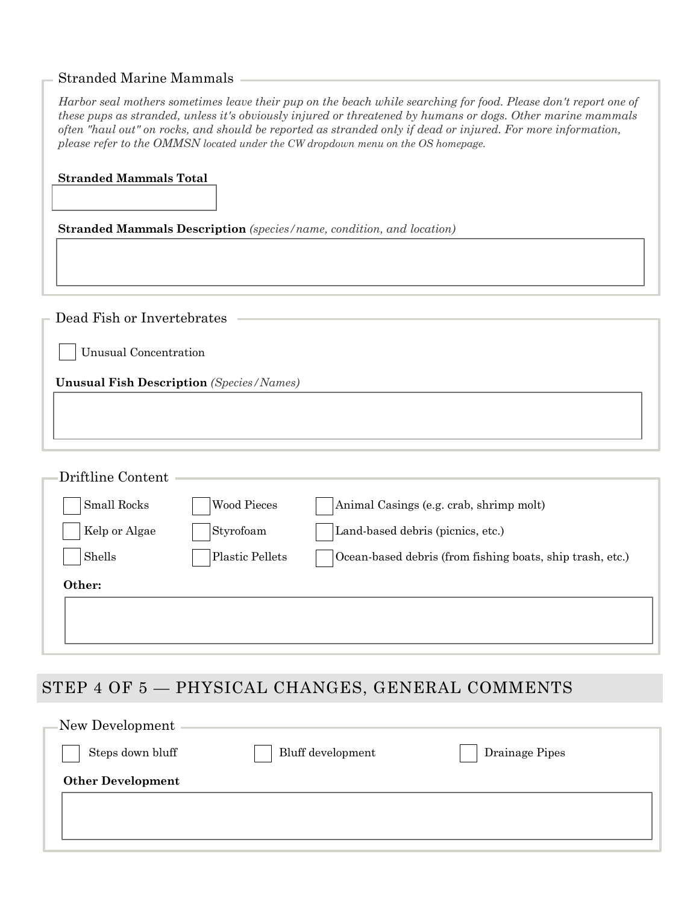### Stranded Marine Mammals

*Harbor seal mothers sometimes leave their pup on the beach while searching for food. Please don't report one of these pups as stranded, unless it's obviously injured or threatened by humans or dogs. Other marine mammals often "haul out" on rocks, and should be reported as stranded only if dead or injured. For more information, please refer to the OMMSN located under the CW dropdown menu on the OS homepage.*

**Stranded Mammals Total**

[ ]

**Stranded Mammals Description** *(species/name, condition, and location)*

[ ]

### Dead Fish or Invertebrates

- [ ] Unusual Concentration

**Unusual Fish Description** *(Species/Names)*

[ ]

### Driftline Content

- [ ] Small Rocks
- [ ] Wood Pieces
- [ ] Animal Casings (e.g. crab, shrimp molt)
- [ ] Kelp or Algae
- [ ] Styrofoam
- [ ] Land-based debris (picnics, etc.)
- [ ] Shells
- [ ] Plastic Pellets
- [ ] Ocean-based debris (from fishing boats, ship trash, etc.)

**Other:**

[ ]

## STEP 4 OF 5 — PHYSICAL CHANGES, GENERAL COMMENTS

### New Development

- [ ] Steps down bluff
- [ ] Bluff development
- [ ] Drainage Pipes

**Other Development**

[ ]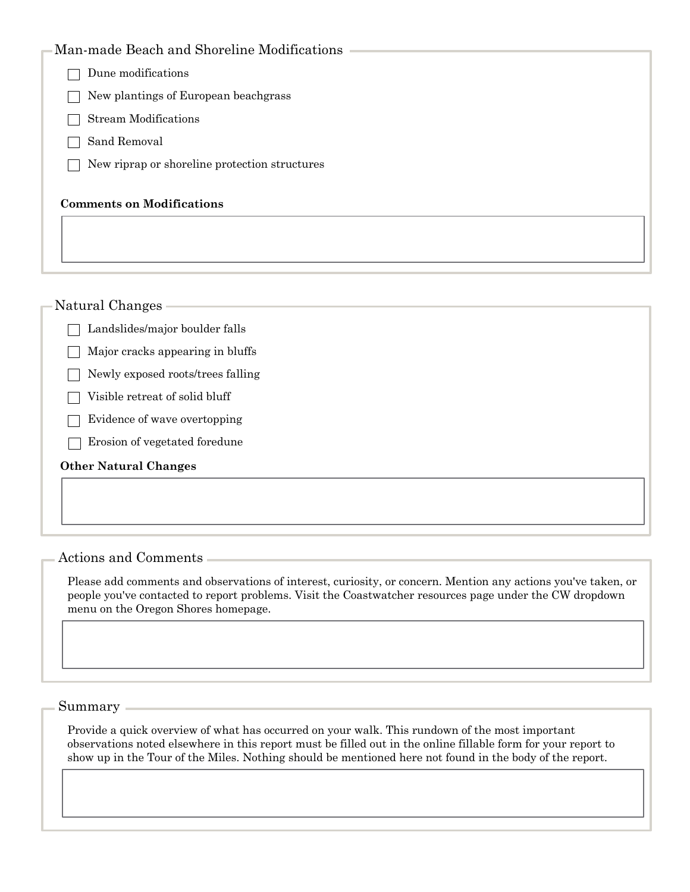## Man-made Beach and Shoreline Modifications

- [ ] Dune modifications
- [ ] New plantings of European beachgrass
- [ ] Stream Modifications
- [ ] Sand Removal
- [ ] New riprap or shoreline protection structures

**Comments on Modifications**

## Natural Changes

- [ ] Landslides/major boulder falls
- [ ] Major cracks appearing in bluffs
- [ ] Newly exposed roots/trees falling
- [ ] Visible retreat of solid bluff
- [ ] Evidence of wave overtopping
- [ ] Erosion of vegetated foredune

**Other Natural Changes**

## Actions and Comments

Please add comments and observations of interest, curiosity, or concern. Mention any actions you've taken, or people you've contacted to report problems. Visit the Coastwatcher resources page under the CW dropdown menu on the Oregon Shores homepage.

## Summary

Provide a quick overview of what has occurred on your walk. This rundown of the most important observations noted elsewhere in this report must be filled out in the online fillable form for your report to show up in the Tour of the Miles. Nothing should be mentioned here not found in the body of the report.